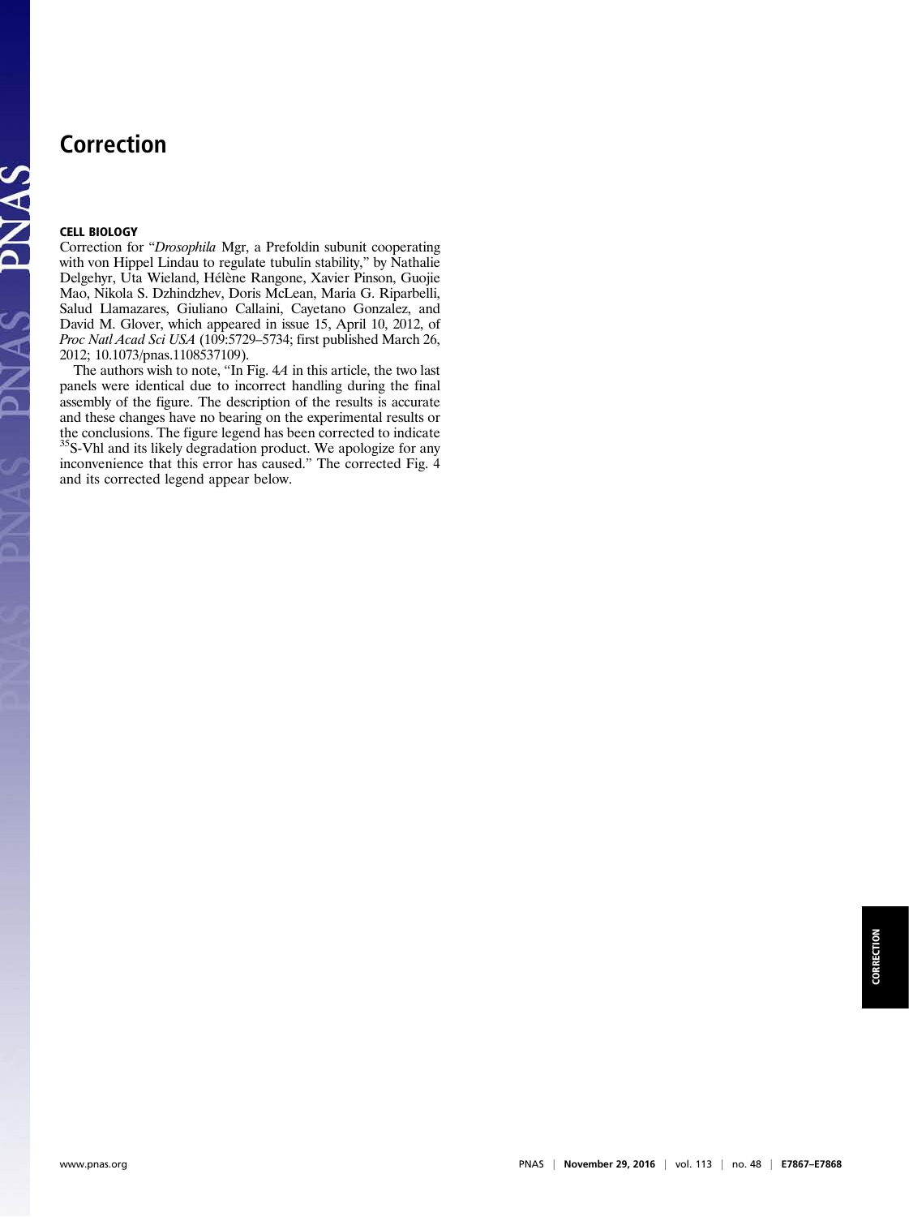# Correction

### CELL BIOLOGY

Correction for "*Drosophila* Mgr, a Prefoldin subunit cooperating with von Hippel Lindau to regulate tubulin stability," by Nathalie Delgehyr, Uta Wieland, Hélène Rangone, Xavier Pinson, Guojie Mao, Nikola S. Dzhindzhev, Doris McLean, Maria G. Riparbelli, Salud Llamazares, Giuliano Callaini, Cayetano Gonzalez, and David M. Glover, which appeared in issue 15, April 10, 2012, of *Proc Natl Acad Sci USA* (109:5729–5734; first published March 26, 2012; 10.1073/pnas.1108537109).

The authors wish to note, "In Fig. 4*A* in this article, the two last panels were identical due to incorrect handling during the final assembly of the figure. The description of the results is accurate and these changes have no bearing on the experimental results or the conclusions. The figure legend has been corrected to indicate $^{35}$S-Vhl and its likely degradation product. We apologize for any inconvenience that this error has caused." The corrected Fig. 4 and its corrected legend appear below.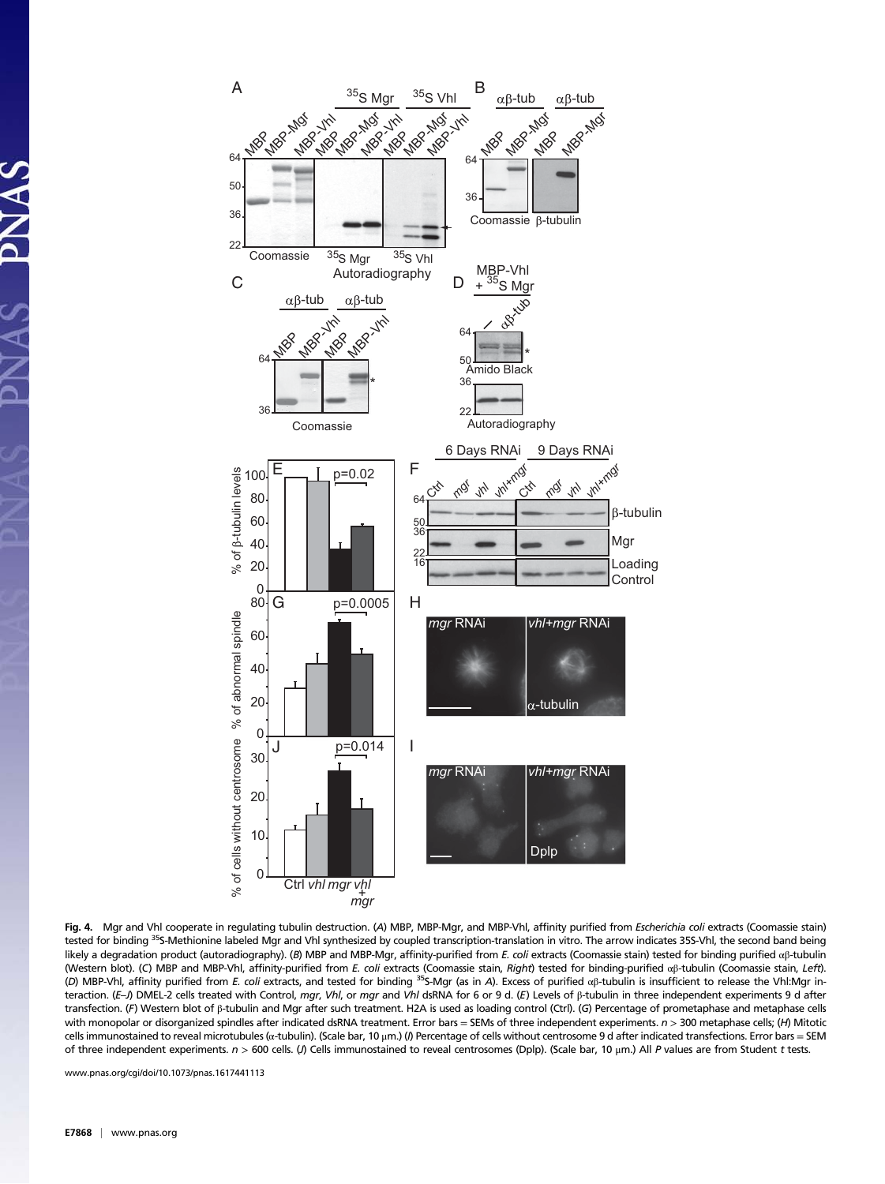A

$^{35}$S Mgr

$^{35}$S Vhl

MBP MBP-Mgr MBP-Vhl MBP MBP-Mgr MBP-Vhl MBP MBP-Mgr MBP-Vhl

64
50
36
22

Coomassie

$^{35}$S Mgr

$^{35}$S Vhl

Autoradiography

B

αβ-tub

αβ-tub

MBP MBP-Mgr MBP MBP-Mgr

64
36

Coomassie β-tubulin

C

αβ-tub

αβ-tub

MBP MBP-Vhl MBP MBP-Vhl

64
36

Coomassie

D

MBP-Vhl + $^{35}$S Mgr

/ αβ-tub

64
50

Amido Black

36
22

Autoradiography

E

% of β-tubulin levels

100
80
60
40
20
0

p=0.02

F

6 Days RNAi

9 Days RNAi

Ctrl mgr vhl vhl+mgr Ctrl mgr vhl vhl+mgr

64
50
36
22
16

β-tubulin

Mgr

Loading Control

G

% of abnormal spindle

80
60
40
20
0

p=0.0005

H

mgr RNAi

vhl+mgr RNAi

α-tubulin

J

% of cells without centrosome

30
20
10
0

p=0.014

Ctrl vhl mgr vhl + mgr

I

mgr RNAi

vhl+mgr RNAi

Dplp

**Fig. 4.** Mgr and Vhl cooperate in regulating tubulin destruction. (*A*) MBP, MBP-Mgr, and MBP-Vhl, affinity purified from *Escherichia coli* extracts (Coomassie stain) tested for binding $^{35}$S-Methionine labeled Mgr and Vhl synthesized by coupled transcription-translation in vitro. The arrow indicates 35S-Vhl, the second band being likely a degradation product (autoradiography). (*B*) MBP and MBP-Mgr, affinity-purified from *E. coli* extracts (Coomassie stain) tested for binding purified αβ-tubulin (Western blot). (*C*) MBP and MBP-Vhl, affinity-purified from *E. coli* extracts (Coomassie stain, *Right*) tested for binding-purified αβ-tubulin (Coomassie stain, *Left*). (*D*) MBP-Vhl, affinity purified from *E. coli* extracts, and tested for binding $^{35}$S-Mgr (as in *A*). Excess of purified αβ-tubulin is insufficient to release the Vhl:Mgr interaction. (*E*–*J*) DMEL-2 cells treated with Control, *mgr*, *Vhl*, or *mgr* and *Vhl* dsRNA for 6 or 9 d. (*E*) Levels of β-tubulin in three independent experiments 9 d after transfection. (*F*) Western blot of β-tubulin and Mgr after such treatment. H2A is used as loading control (Ctrl). (*G*) Percentage of prometaphase and metaphase cells with monopolar or disorganized spindles after indicated dsRNA treatment. Error bars = SEMs of three independent experiments. $n > 300$ metaphase cells; (*H*) Mitotic cells immunostained to reveal microtubules (α-tubulin). (Scale bar, 10 μm.) (*I*) Percentage of cells without centrosome 9 d after indicated transfections. Error bars = SEM of three independent experiments. $n > 600$ cells. (*J*) Cells immunostained to reveal centrosomes (Dplp). (Scale bar, 10 μm.) All *P* values are from Student *t* tests.